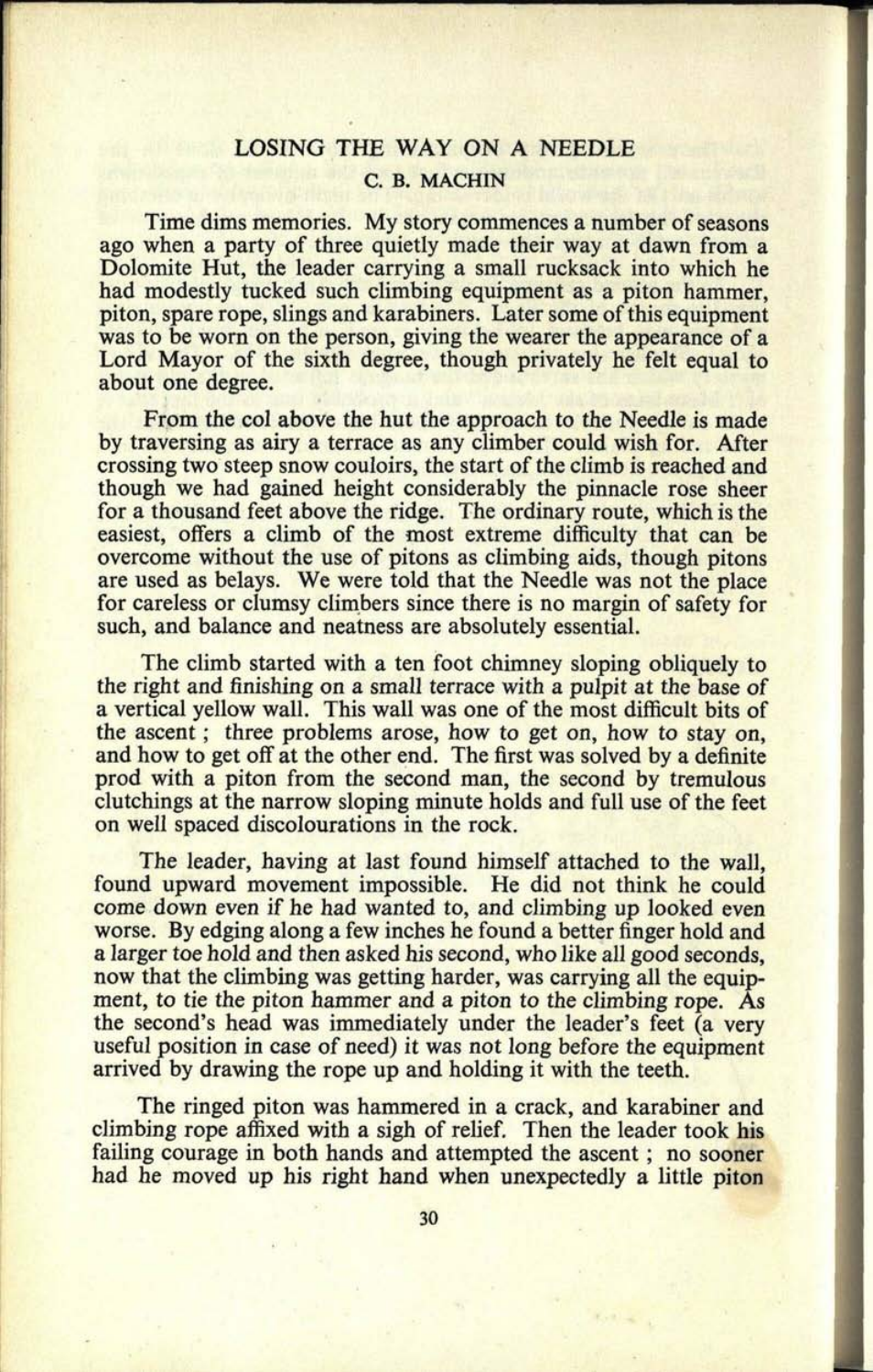# LOSING THE WAY ON A NEEDLE

## C. B. MACHIN

Time dims memories. My story commences a number of seasons ago when a party of three quietly made their way at dawn from a Dolomite Hut, the leader carrying a small rucksack into which he had modestly tucked such climbing equipment as a piton hammer, piton, spare rope, slings and karabiners. Later some of this equipment was to be worn on the person, giving the wearer the appearance of a Lord Mayor of the sixth degree, though privately he felt equal to about one degree.

From the col above the hut the approach to the Needle is made by traversing as airy a terrace as any climber could wish for. After crossing two steep snow couloirs, the start of the climb is reached and though we had gained height considerably the pinnacle rose sheer for a thousand feet above the ridge. The ordinary route, which is the easiest, offers a climb of the most extreme difficulty that can be overcome without the use of pitons as climbing aids, though pitons are used as belays. We were told that the Needle was not the place for careless or clumsy climbers since there is no margin of safety for such, and balance and neatness are absolutely essential.

The climb started with a ten foot chimney sloping obliquely to the right and finishing on a small terrace with a pulpit at the base of a vertical yellow wall. This wall was one of the most difficult bits of the ascent; three problems arose, how to get on, how to stay on, and how to get off at the other end. The first was solved by a definite prod with a piton from the second man, the second by tremulous clutchings at the narrow sloping minute holds and full use of the feet on well spaced discolourations in the rock.

The leader, having at last found himself attached to the wall, found upward movement impossible. He did not think he could come down even if he had wanted to, and climbing up looked even worse. By edging along a few inches he found a better finger hold and a larger toe hold and then asked his second, who like all good seconds, now that the climbing was getting harder, was carrying all the equipment, to tie the piton hammer and a piton to the climbing rope. As the second's head was immediately under the leader's feet (a very useful position in case of need) it was not long before the equipment arrived by drawing the rope up and holding it with the teeth.

The ringed piton was hammered in a crack, and karabiner and climbing rope affixed with a sigh of relief. Then the leader took his failing courage in both hands and attempted the ascent; no sooner had he moved up his right hand when unexpectedly a little piton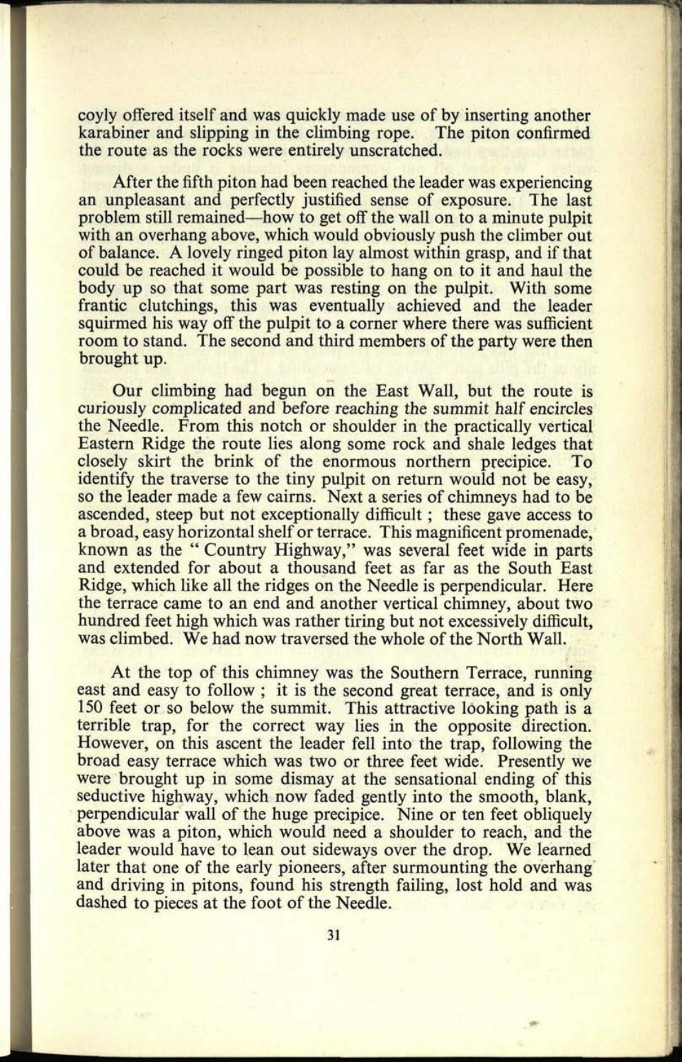coyly offered itself and was quickly made use of by inserting another karabiner and slipping in the climbing rope. The piton confirmed the route as the rocks were entirely unscratched.

After the fifth piton had been reached the leader was experiencing an unpleasant and perfectly justified sense of exposure. The last problem still remained—how to get off the wall on to a minute pulpit with an overhang above, which would obviously push the climber out of balance. A lovely ringed piton lay almost within grasp, and if that could be reached it would be possible to hang on to it and haul the body up so that some part was resting on the pulpit. With some frantic clutchings, this was eventually achieved and the leader squirmed his way off the pulpit to a corner where there was sufficient room to stand. The second and third members of the party were then brought up.

Our climbing had begun on the East Wall, but the route is curiously complicated and before reaching the summit half encircles the Needle. From this notch or shoulder in the practically vertical Eastern Ridge the route lies along some rock and shale ledges that closely skirt the brink of the enormous northern precipice. To identify the traverse to the tiny pulpit on return would not be easy, so the leader made a few cairns. Next a series of chimneys had to be ascended, steep but not exceptionally difficult ; these gave access to a broad, easy horizontal shelf or terrace. This magnificent promenade, known as the " Country Highway," was several feet wide in parts and extended for about a thousand feet as far as the South East Ridge, which like all the ridges on the Needle is perpendicular. Here the terrace came to an end and another vertical chimney, about two hundred feet high which was rather tiring but not excessively difficult, was climbed. We had now traversed the whole of the North Wall.

At the top of this chimney was the Southern Terrace, running east and easy to follow ; it is the second great terrace, and is only 150 feet or so below the summit. This attractive looking path is a terrible trap, for the correct way lies in the opposite direction. However, on this ascent the leader fell into the trap, following the broad easy terrace which was two or three feet wide. Presently we were brought up in some dismay at the sensational ending of this seductive highway, which now faded gently into the smooth, blank, perpendicular wall of the huge precipice. Nine or ten feet obliquely above was a piton, which would need a shoulder to reach, and the leader would have to lean out sideways over the drop. We learned later that one of the early pioneers, after surmounting the overhang and driving in pitons, found his strength failing, lost hold and was dashed to pieces at the foot of the Needle.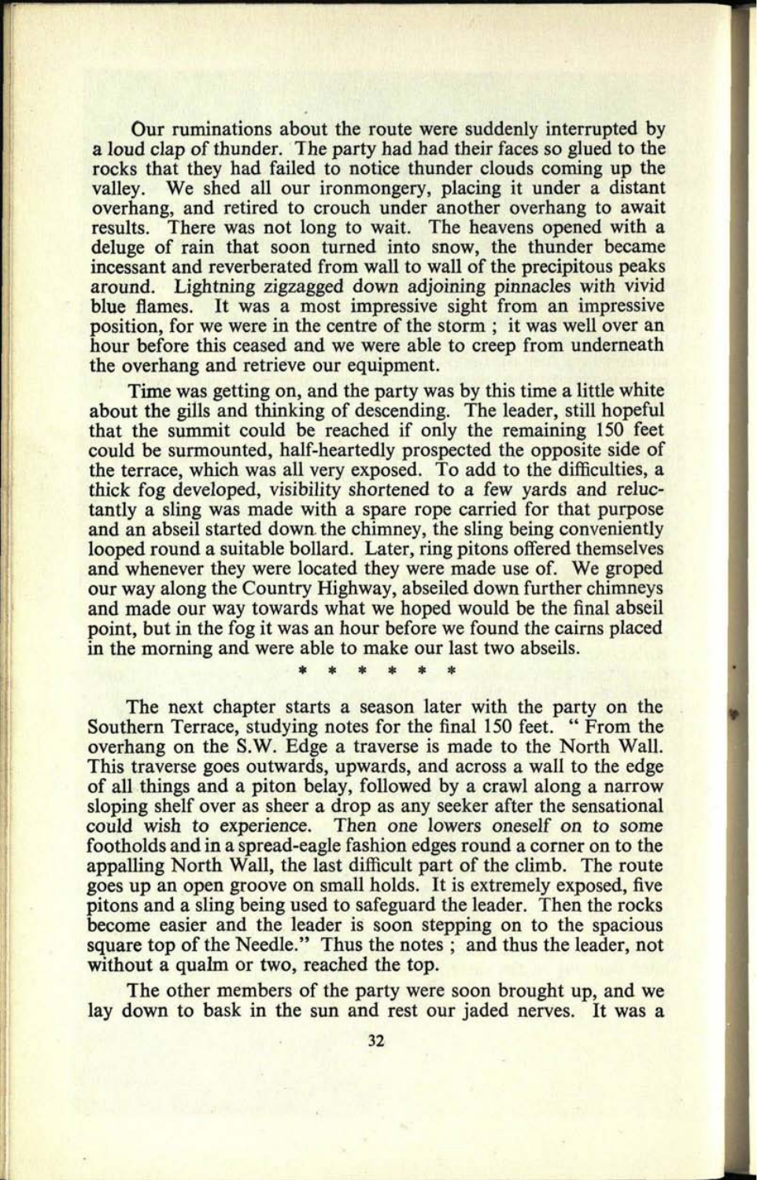Our ruminations about the route were suddenly interrupted by a loud clap of thunder. The party had had their faces so glued to the rocks that they had failed to notice thunder clouds coming up the valley. We shed all our ironmongery, placing it under a distant overhang, and retired to crouch under another overhang to await results. There was not long to wait. The heavens opened with a deluge of rain that soon turned into snow, the thunder became incessant and reverberated from wall to wall of the precipitous peaks around. Lightning zigzagged down adjoining pinnacles with vivid blue flames. It was a most impressive sight from an impressive position, for we were in the centre of the storm ; it was well over an hour before this ceased and we were able to creep from underneath the overhang and retrieve our equipment.

Time was getting on, and the party was by this time a little white about the gills and thinking of descending. The leader, still hopeful that the summit could be reached if only the remaining 150 feet could be surmounted, half-heartedly prospected the opposite side of the terrace, which was all very exposed. To add to the difficulties, a thick fog developed, visibility shortened to a few yards and reluctantly a sling was made with a spare rope carried for that purpose and an abseil started down the chimney, the sling being conveniently looped round a suitable bollard. Later, ring pitons offered themselves and whenever they were located they were made use of. We groped our way along the Country Highway, abseiled down further chimneys and made our way towards what we hoped would be the final abseil point, but in the fog it was an hour before we found the cairns placed in the morning and were able to make our last two abseils.

\* \* \* \* \* \*

The next chapter starts a season later with the party on the Southern Terrace, studying notes for the final 150 feet. " From the overhang on the S.W. Edge a traverse is made to the North Wall. This traverse goes outwards, upwards, and across a wall to the edge of all things and a piton belay, followed by a crawl along a narrow sloping shelf over as sheer a drop as any seeker after the sensational could wish to experience. Then one lowers oneself on to some footholds and in a spread-eagle fashion edges round a corner on to the appalling North Wall, the last difficult part of the climb. The route goes up an open groove on small holds. It is extremely exposed, five pitons and a sling being used to safeguard the leader. Then the rocks become easier and the leader is soon stepping on to the spacious square top of the Needle." Thus the notes ; and thus the leader, not without a qualm or two, reached the top.

The other members of the party were soon brought up, and we lay down to bask in the sun and rest our jaded nerves. It was a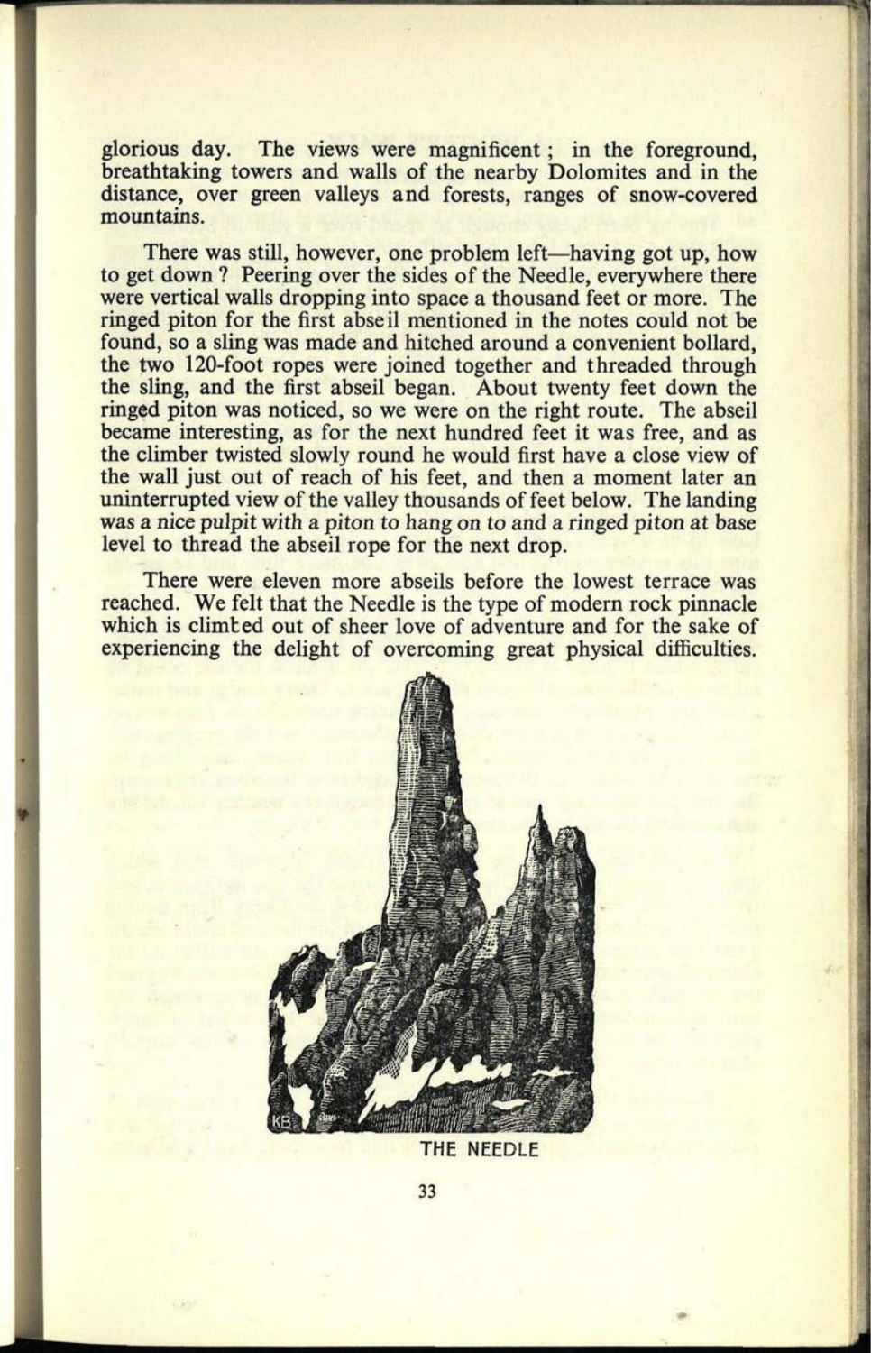glorious day. The views were magnificent ; in the foreground, breathtaking towers and walls of the nearby Dolomites and in the distance, over green valleys and forests, ranges of snow-covered mountains.

There was still, however, one problem left—having got up, how to get down ? Peering over the sides of the Needle, everywhere there were vertical walls dropping into space a thousand feet or more. The ringed piton for the first abseil mentioned in the notes could not be found, so a sling was made and hitched around a convenient bollard, the two 120-foot ropes were joined together and threaded through the sling, and the first abseil began. About twenty feet down the ringed piton was noticed, so we were on the right route. The abseil became interesting, as for the next hundred feet it was free, and as the climber twisted slowly round he would first have a close view of the wall just out of reach of his feet, and then a moment later an uninterrupted view of the valley thousands of feet below. The landing was a nice pulpit with a piton to hang on to and a ringed piton at base level to thread the abseil rope for the next drop.

There were eleven more abseils before the lowest terrace was reached. We felt that the Needle is the type of modern rock pinnacle which is climbed out of sheer love of adventure and for the sake of experiencing the delight of overcoming great physical difficulties.

THE NEEDLE